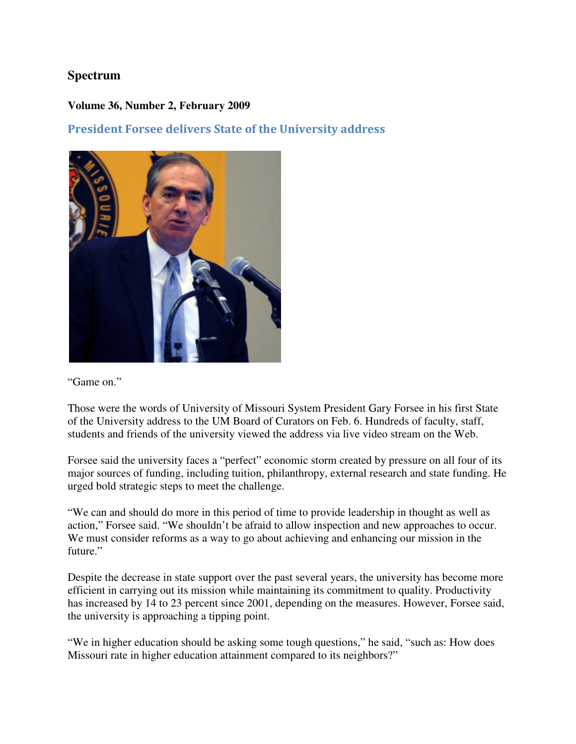# Spectrum

**Volume 36, Number 2, February 2009**

## President Forsee delivers State of the University address

"Game on."

Those were the words of University of Missouri System President Gary Forsee in his first State of the University address to the UM Board of Curators on Feb. 6. Hundreds of faculty, staff, students and friends of the university viewed the address via live video stream on the Web.

Forsee said the university faces a "perfect" economic storm created by pressure on all four of its major sources of funding, including tuition, philanthropy, external research and state funding. He urged bold strategic steps to meet the challenge.

"We can and should do more in this period of time to provide leadership in thought as well as action," Forsee said. "We shouldn't be afraid to allow inspection and new approaches to occur. We must consider reforms as a way to go about achieving and enhancing our mission in the future."

Despite the decrease in state support over the past several years, the university has become more efficient in carrying out its mission while maintaining its commitment to quality. Productivity has increased by 14 to 23 percent since 2001, depending on the measures. However, Forsee said, the university is approaching a tipping point.

"We in higher education should be asking some tough questions," he said, "such as: How does Missouri rate in higher education attainment compared to its neighbors?"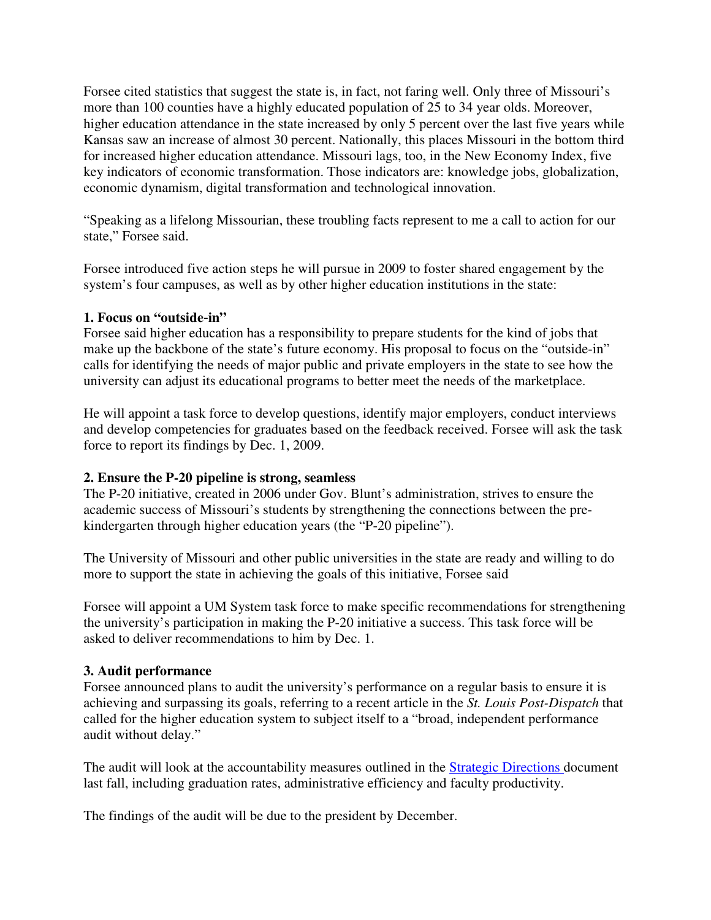Forsee cited statistics that suggest the state is, in fact, not faring well. Only three of Missouri's more than 100 counties have a highly educated population of 25 to 34 year olds. Moreover, higher education attendance in the state increased by only 5 percent over the last five years while Kansas saw an increase of almost 30 percent. Nationally, this places Missouri in the bottom third for increased higher education attendance. Missouri lags, too, in the New Economy Index, five key indicators of economic transformation. Those indicators are: knowledge jobs, globalization, economic dynamism, digital transformation and technological innovation.

"Speaking as a lifelong Missourian, these troubling facts represent to me a call to action for our state," Forsee said.

Forsee introduced five action steps he will pursue in 2009 to foster shared engagement by the system's four campuses, as well as by other higher education institutions in the state:

**1. Focus on "outside-in"**

Forsee said higher education has a responsibility to prepare students for the kind of jobs that make up the backbone of the state's future economy. His proposal to focus on the "outside-in" calls for identifying the needs of major public and private employers in the state to see how the university can adjust its educational programs to better meet the needs of the marketplace.

He will appoint a task force to develop questions, identify major employers, conduct interviews and develop competencies for graduates based on the feedback received. Forsee will ask the task force to report its findings by Dec. 1, 2009.

**2. Ensure the P-20 pipeline is strong, seamless**

The P-20 initiative, created in 2006 under Gov. Blunt's administration, strives to ensure the academic success of Missouri's students by strengthening the connections between the pre-kindergarten through higher education years (the "P-20 pipeline").

The University of Missouri and other public universities in the state are ready and willing to do more to support the state in achieving the goals of this initiative, Forsee said

Forsee will appoint a UM System task force to make specific recommendations for strengthening the university's participation in making the P-20 initiative a success. This task force will be asked to deliver recommendations to him by Dec. 1.

**3. Audit performance**

Forsee announced plans to audit the university's performance on a regular basis to ensure it is achieving and surpassing its goals, referring to a recent article in the *St. Louis Post-Dispatch* that called for the higher education system to subject itself to a "broad, independent performance audit without delay."

The audit will look at the accountability measures outlined in the [Strategic Directions ]document last fall, including graduation rates, administrative efficiency and faculty productivity.

The findings of the audit will be due to the president by December.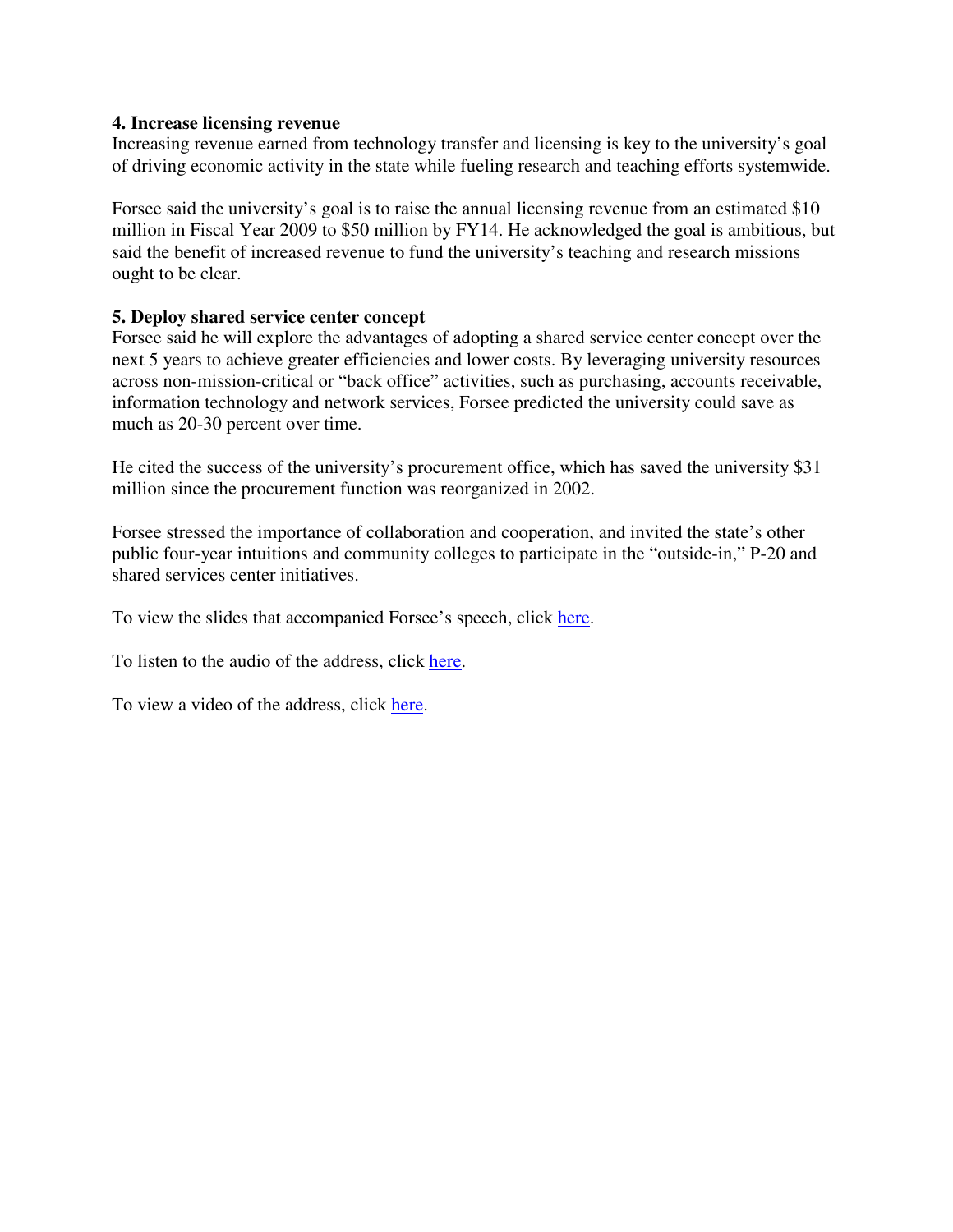**4. Increase licensing revenue**

Increasing revenue earned from technology transfer and licensing is key to the university's goal of driving economic activity in the state while fueling research and teaching efforts systemwide.

Forsee said the university's goal is to raise the annual licensing revenue from an estimated $10 million in Fiscal Year 2009 to $50 million by FY14. He acknowledged the goal is ambitious, but said the benefit of increased revenue to fund the university's teaching and research missions ought to be clear.

**5. Deploy shared service center concept**

Forsee said he will explore the advantages of adopting a shared service center concept over the next 5 years to achieve greater efficiencies and lower costs. By leveraging university resources across non-mission-critical or "back office" activities, such as purchasing, accounts receivable, information technology and network services, Forsee predicted the university could save as much as 20-30 percent over time.

He cited the success of the university's procurement office, which has saved the university $31 million since the procurement function was reorganized in 2002.

Forsee stressed the importance of collaboration and cooperation, and invited the state's other public four-year intuitions and community colleges to participate in the "outside-in," P-20 and shared services center initiatives.

To view the slides that accompanied Forsee's speech, click here.

To listen to the audio of the address, click here.

To view a video of the address, click here.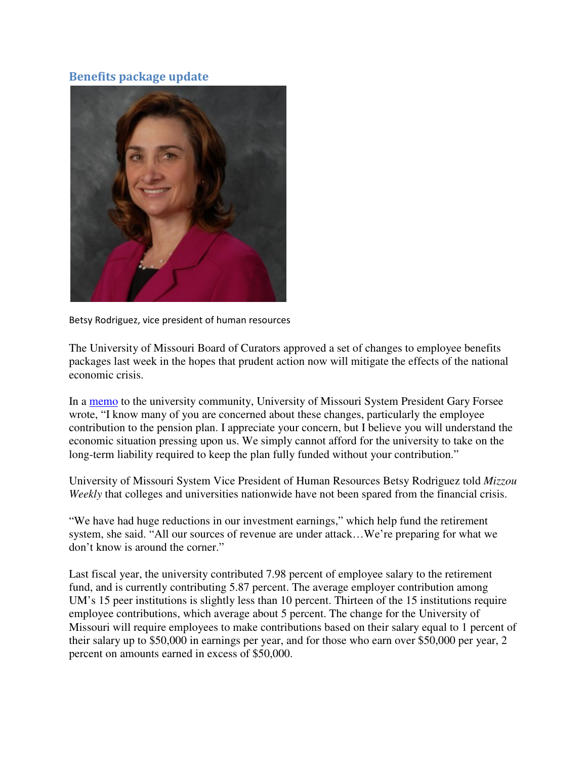## Benefits package update

Betsy Rodriguez, vice president of human resources

The University of Missouri Board of Curators approved a set of changes to employee benefits packages last week in the hopes that prudent action now will mitigate the effects of the national economic crisis.

In a memo to the university community, University of Missouri System President Gary Forsee wrote, "I know many of you are concerned about these changes, particularly the employee contribution to the pension plan. I appreciate your concern, but I believe you will understand the economic situation pressing upon us. We simply cannot afford for the university to take on the long-term liability required to keep the plan fully funded without your contribution."

University of Missouri System Vice President of Human Resources Betsy Rodriguez told *Mizzou Weekly* that colleges and universities nationwide have not been spared from the financial crisis.

"We have had huge reductions in our investment earnings," which help fund the retirement system, she said. "All our sources of revenue are under attack…We're preparing for what we don't know is around the corner."

Last fiscal year, the university contributed 7.98 percent of employee salary to the retirement fund, and is currently contributing 5.87 percent. The average employer contribution among UM's 15 peer institutions is slightly less than 10 percent. Thirteen of the 15 institutions require employee contributions, which average about 5 percent. The change for the University of Missouri will require employees to make contributions based on their salary equal to 1 percent of their salary up to $50,000 in earnings per year, and for those who earn over $50,000 per year, 2 percent on amounts earned in excess of $50,000.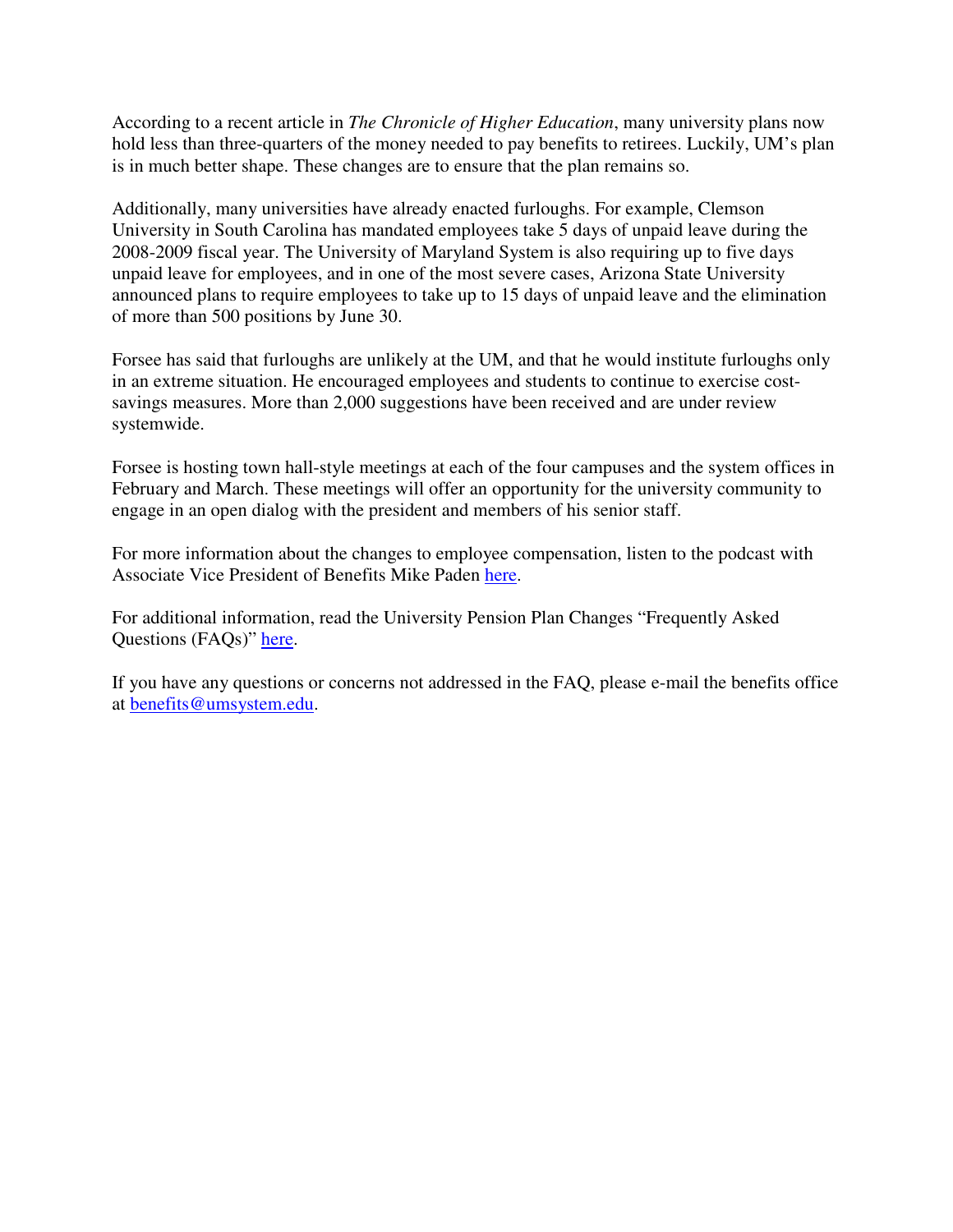According to a recent article in *The Chronicle of Higher Education*, many university plans now hold less than three-quarters of the money needed to pay benefits to retirees. Luckily, UM's plan is in much better shape. These changes are to ensure that the plan remains so.

Additionally, many universities have already enacted furloughs. For example, Clemson University in South Carolina has mandated employees take 5 days of unpaid leave during the 2008-2009 fiscal year. The University of Maryland System is also requiring up to five days unpaid leave for employees, and in one of the most severe cases, Arizona State University announced plans to require employees to take up to 15 days of unpaid leave and the elimination of more than 500 positions by June 30.

Forsee has said that furloughs are unlikely at the UM, and that he would institute furloughs only in an extreme situation. He encouraged employees and students to continue to exercise cost-savings measures. More than 2,000 suggestions have been received and are under review systemwide.

Forsee is hosting town hall-style meetings at each of the four campuses and the system offices in February and March. These meetings will offer an opportunity for the university community to engage in an open dialog with the president and members of his senior staff.

For more information about the changes to employee compensation, listen to the podcast with Associate Vice President of Benefits Mike Paden here.

For additional information, read the University Pension Plan Changes "Frequently Asked Questions (FAQs)" here.

If you have any questions or concerns not addressed in the FAQ, please e-mail the benefits office at benefits@umsystem.edu.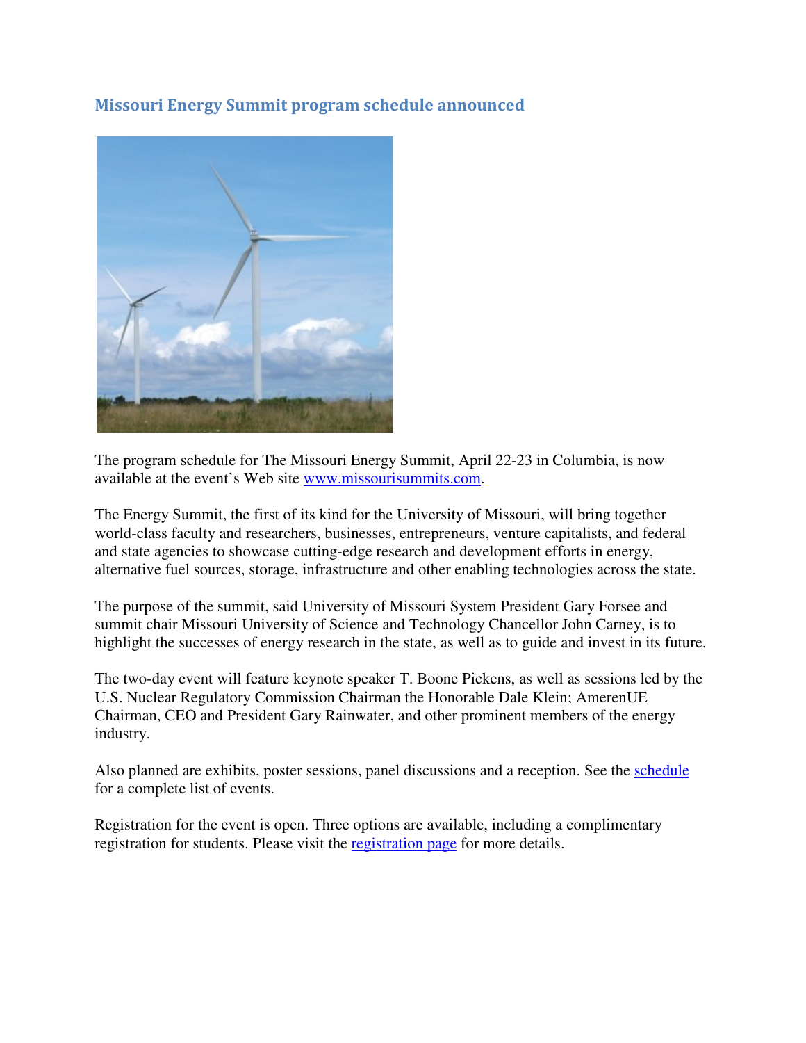## Missouri Energy Summit program schedule announced

The program schedule for The Missouri Energy Summit, April 22-23 in Columbia, is now available at the event's Web site [www.missourisummits.com](http://www.missourisummits.com).

The Energy Summit, the first of its kind for the University of Missouri, will bring together world-class faculty and researchers, businesses, entrepreneurs, venture capitalists, and federal and state agencies to showcase cutting-edge research and development efforts in energy, alternative fuel sources, storage, infrastructure and other enabling technologies across the state.

The purpose of the summit, said University of Missouri System President Gary Forsee and summit chair Missouri University of Science and Technology Chancellor John Carney, is to highlight the successes of energy research in the state, as well as to guide and invest in its future.

The two-day event will feature keynote speaker T. Boone Pickens, as well as sessions led by the U.S. Nuclear Regulatory Commission Chairman the Honorable Dale Klein; AmerenUE Chairman, CEO and President Gary Rainwater, and other prominent members of the energy industry.

Also planned are exhibits, poster sessions, panel discussions and a reception. See the schedule for a complete list of events.

Registration for the event is open. Three options are available, including a complimentary registration for students. Please visit the registration page for more details.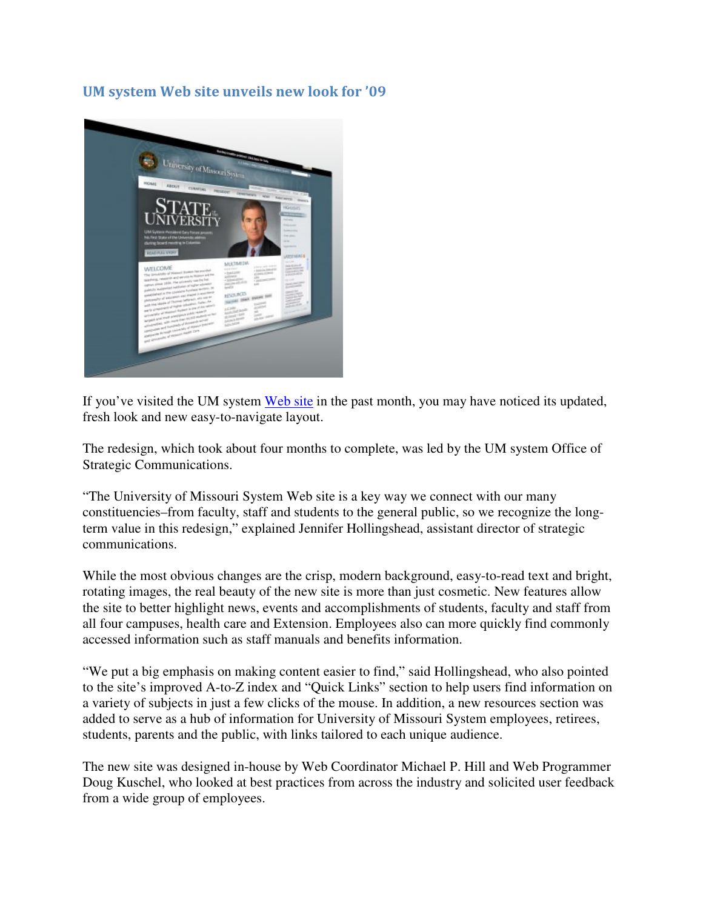## UM system Web site unveils new look for '09

If you've visited the UM system Web site in the past month, you may have noticed its updated, fresh look and new easy-to-navigate layout.

The redesign, which took about four months to complete, was led by the UM system Office of Strategic Communications.

"The University of Missouri System Web site is a key way we connect with our many constituencies–from faculty, staff and students to the general public, so we recognize the long-term value in this redesign," explained Jennifer Hollingshead, assistant director of strategic communications.

While the most obvious changes are the crisp, modern background, easy-to-read text and bright, rotating images, the real beauty of the new site is more than just cosmetic. New features allow the site to better highlight news, events and accomplishments of students, faculty and staff from all four campuses, health care and Extension. Employees also can more quickly find commonly accessed information such as staff manuals and benefits information.

"We put a big emphasis on making content easier to find," said Hollingshead, who also pointed to the site's improved A-to-Z index and "Quick Links" section to help users find information on a variety of subjects in just a few clicks of the mouse. In addition, a new resources section was added to serve as a hub of information for University of Missouri System employees, retirees, students, parents and the public, with links tailored to each unique audience.

The new site was designed in-house by Web Coordinator Michael P. Hill and Web Programmer Doug Kuschel, who looked at best practices from across the industry and solicited user feedback from a wide group of employees.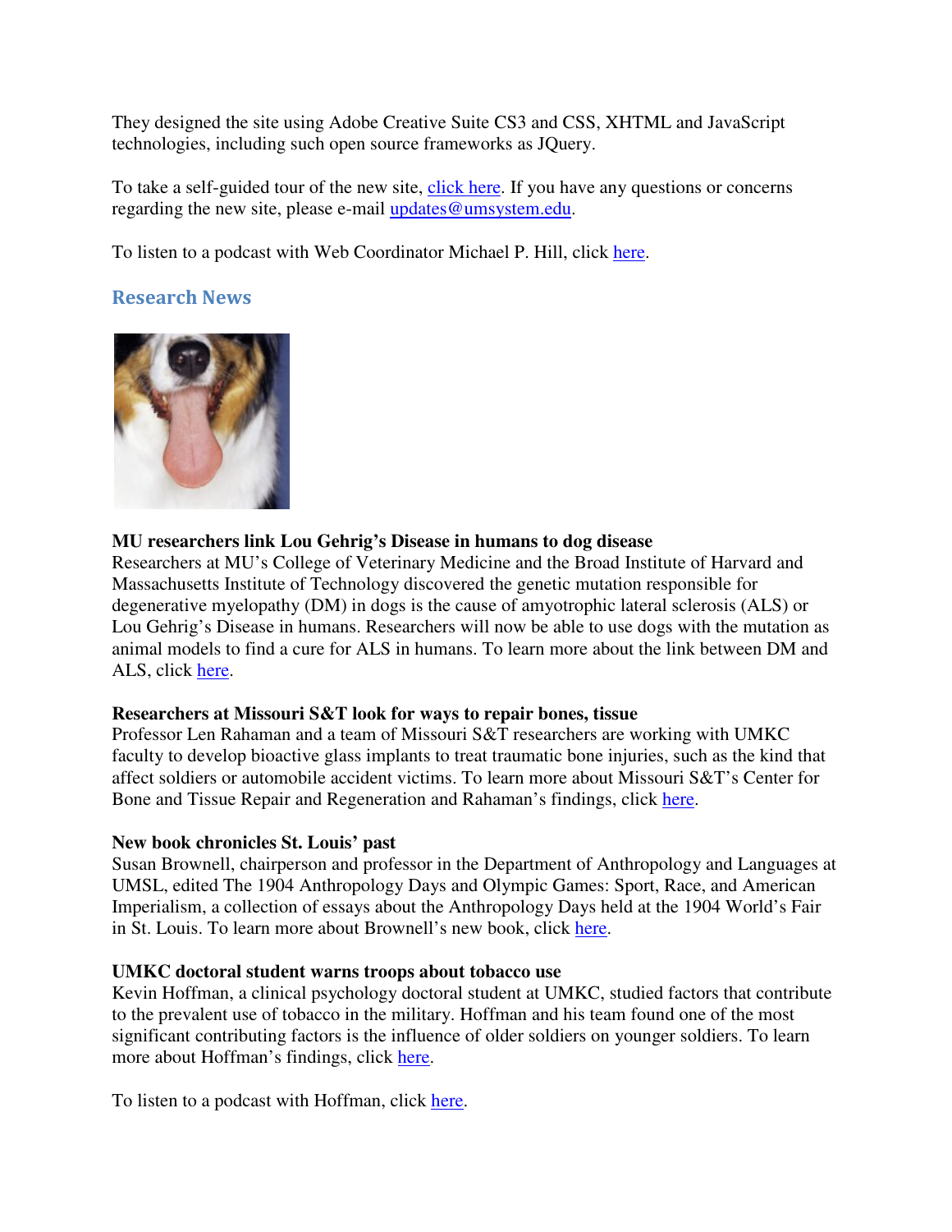They designed the site using Adobe Creative Suite CS3 and CSS, XHTML and JavaScript technologies, including such open source frameworks as JQuery.

To take a self-guided tour of the new site, click here. If you have any questions or concerns regarding the new site, please e-mail updates@umsystem.edu.

To listen to a podcast with Web Coordinator Michael P. Hill, click here.

## Research News

**MU researchers link Lou Gehrig's Disease in humans to dog disease**
Researchers at MU's College of Veterinary Medicine and the Broad Institute of Harvard and Massachusetts Institute of Technology discovered the genetic mutation responsible for degenerative myelopathy (DM) in dogs is the cause of amyotrophic lateral sclerosis (ALS) or Lou Gehrig's Disease in humans. Researchers will now be able to use dogs with the mutation as animal models to find a cure for ALS in humans. To learn more about the link between DM and ALS, click here.

**Researchers at Missouri S&T look for ways to repair bones, tissue**
Professor Len Rahaman and a team of Missouri S&T researchers are working with UMKC faculty to develop bioactive glass implants to treat traumatic bone injuries, such as the kind that affect soldiers or automobile accident victims. To learn more about Missouri S&T's Center for Bone and Tissue Repair and Regeneration and Rahaman's findings, click here.

**New book chronicles St. Louis' past**
Susan Brownell, chairperson and professor in the Department of Anthropology and Languages at UMSL, edited The 1904 Anthropology Days and Olympic Games: Sport, Race, and American Imperialism, a collection of essays about the Anthropology Days held at the 1904 World's Fair in St. Louis. To learn more about Brownell's new book, click here.

**UMKC doctoral student warns troops about tobacco use**
Kevin Hoffman, a clinical psychology doctoral student at UMKC, studied factors that contribute to the prevalent use of tobacco in the military. Hoffman and his team found one of the most significant contributing factors is the influence of older soldiers on younger soldiers. To learn more about Hoffman's findings, click here.

To listen to a podcast with Hoffman, click here.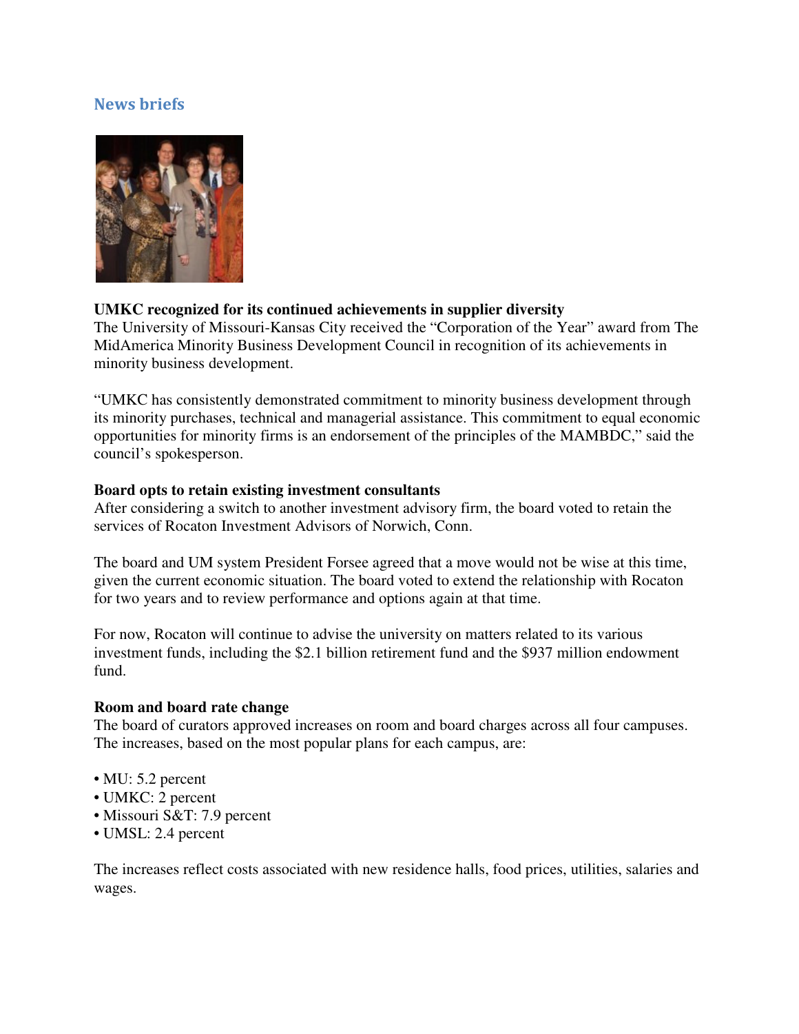## News briefs

**UMKC recognized for its continued achievements in supplier diversity**

The University of Missouri-Kansas City received the "Corporation of the Year" award from The MidAmerica Minority Business Development Council in recognition of its achievements in minority business development.

"UMKC has consistently demonstrated commitment to minority business development through its minority purchases, technical and managerial assistance. This commitment to equal economic opportunities for minority firms is an endorsement of the principles of the MAMBDC," said the council's spokesperson.

**Board opts to retain existing investment consultants**

After considering a switch to another investment advisory firm, the board voted to retain the services of Rocaton Investment Advisors of Norwich, Conn.

The board and UM system President Forsee agreed that a move would not be wise at this time, given the current economic situation. The board voted to extend the relationship with Rocaton for two years and to review performance and options again at that time.

For now, Rocaton will continue to advise the university on matters related to its various investment funds, including the $2.1 billion retirement fund and the $937 million endowment fund.

**Room and board rate change**

The board of curators approved increases on room and board charges across all four campuses. The increases, based on the most popular plans for each campus, are:

- MU: 5.2 percent
- UMKC: 2 percent
- Missouri S&T: 7.9 percent
- UMSL: 2.4 percent

The increases reflect costs associated with new residence halls, food prices, utilities, salaries and wages.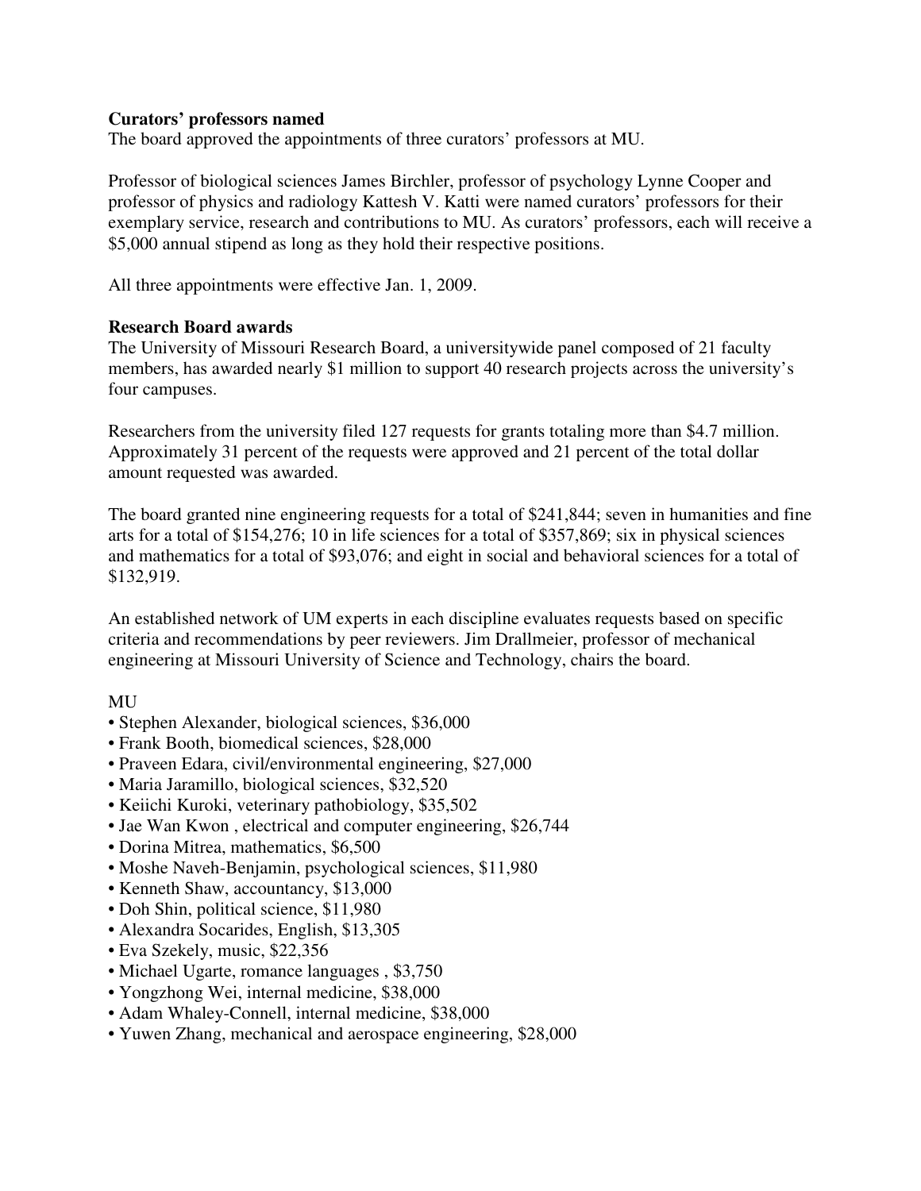**Curators' professors named**

The board approved the appointments of three curators' professors at MU.

Professor of biological sciences James Birchler, professor of psychology Lynne Cooper and professor of physics and radiology Kattesh V. Katti were named curators' professors for their exemplary service, research and contributions to MU. As curators' professors, each will receive a $5,000 annual stipend as long as they hold their respective positions.

All three appointments were effective Jan. 1, 2009.

**Research Board awards**

The University of Missouri Research Board, a universitywide panel composed of 21 faculty members, has awarded nearly $1 million to support 40 research projects across the university's four campuses.

Researchers from the university filed 127 requests for grants totaling more than $4.7 million. Approximately 31 percent of the requests were approved and 21 percent of the total dollar amount requested was awarded.

The board granted nine engineering requests for a total of $241,844; seven in humanities and fine arts for a total of $154,276; 10 in life sciences for a total of $357,869; six in physical sciences and mathematics for a total of $93,076; and eight in social and behavioral sciences for a total of $132,919.

An established network of UM experts in each discipline evaluates requests based on specific criteria and recommendations by peer reviewers. Jim Drallmeier, professor of mechanical engineering at Missouri University of Science and Technology, chairs the board.

MU

- Stephen Alexander, biological sciences, $36,000
- Frank Booth, biomedical sciences, $28,000
- Praveen Edara, civil/environmental engineering, $27,000
- Maria Jaramillo, biological sciences, $32,520
- Keiichi Kuroki, veterinary pathobiology, $35,502
- Jae Wan Kwon , electrical and computer engineering, $26,744
- Dorina Mitrea, mathematics, $6,500
- Moshe Naveh-Benjamin, psychological sciences, $11,980
- Kenneth Shaw, accountancy, $13,000
- Doh Shin, political science, $11,980
- Alexandra Socarides, English, $13,305
- Eva Szekely, music, $22,356
- Michael Ugarte, romance languages , $3,750
- Yongzhong Wei, internal medicine, $38,000
- Adam Whaley-Connell, internal medicine, $38,000
- Yuwen Zhang, mechanical and aerospace engineering, $28,000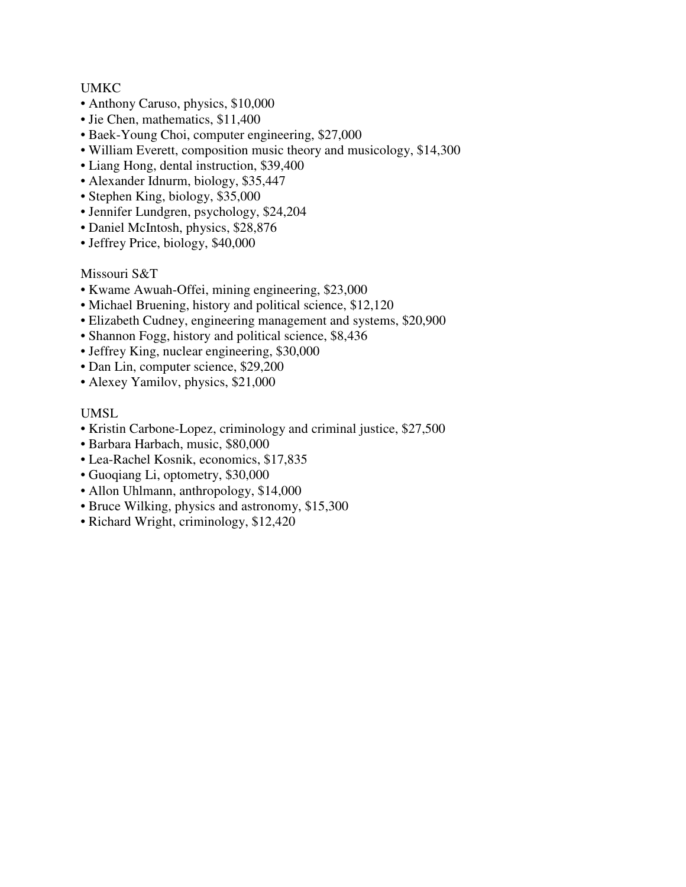UMKC

- Anthony Caruso, physics, $10,000
- Jie Chen, mathematics, $11,400
- Baek-Young Choi, computer engineering, $27,000
- William Everett, composition music theory and musicology, $14,300
- Liang Hong, dental instruction, $39,400
- Alexander Idnurm, biology, $35,447
- Stephen King, biology, $35,000
- Jennifer Lundgren, psychology, $24,204
- Daniel McIntosh, physics, $28,876
- Jeffrey Price, biology, $40,000

Missouri S&T

- Kwame Awuah-Offei, mining engineering, $23,000
- Michael Bruening, history and political science, $12,120
- Elizabeth Cudney, engineering management and systems, $20,900
- Shannon Fogg, history and political science, $8,436
- Jeffrey King, nuclear engineering, $30,000
- Dan Lin, computer science, $29,200
- Alexey Yamilov, physics, $21,000

UMSL

- Kristin Carbone-Lopez, criminology and criminal justice, $27,500
- Barbara Harbach, music, $80,000
- Lea-Rachel Kosnik, economics, $17,835
- Guoqiang Li, optometry, $30,000
- Allon Uhlmann, anthropology, $14,000
- Bruce Wilking, physics and astronomy, $15,300
- Richard Wright, criminology, $12,420